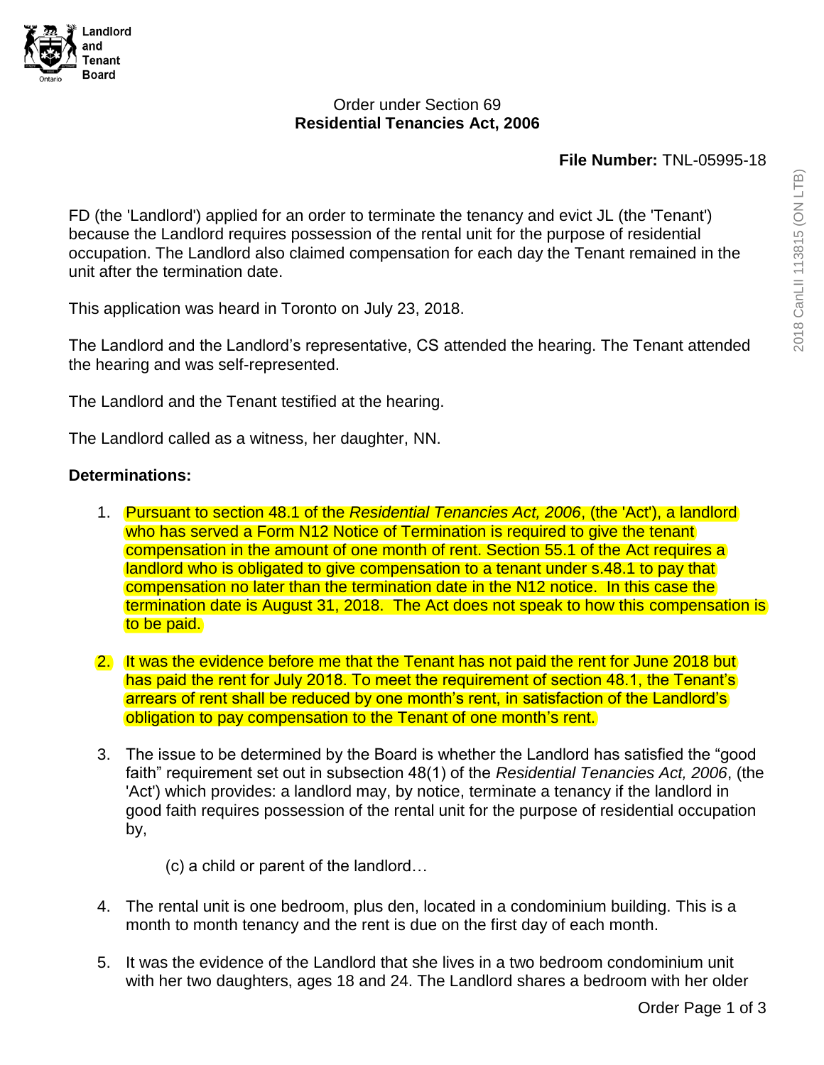Landlord and Tenant Board

Order under Section 69
**Residential Tenancies Act, 2006**

**File Number:** TNL-05995-18

FD (the 'Landlord') applied for an order to terminate the tenancy and evict JL (the 'Tenant') because the Landlord requires possession of the rental unit for the purpose of residential occupation. The Landlord also claimed compensation for each day the Tenant remained in the unit after the termination date.

This application was heard in Toronto on July 23, 2018.

The Landlord and the Landlord's representative, CS attended the hearing. The Tenant attended the hearing and was self-represented.

The Landlord and the Tenant testified at the hearing.

The Landlord called as a witness, her daughter, NN.

**Determinations:**

1. Pursuant to section 48.1 of the *Residential Tenancies Act, 2006*, (the 'Act'), a landlord who has served a Form N12 Notice of Termination is required to give the tenant compensation in the amount of one month of rent. Section 55.1 of the Act requires a landlord who is obligated to give compensation to a tenant under s.48.1 to pay that compensation no later than the termination date in the N12 notice. In this case the termination date is August 31, 2018. The Act does not speak to how this compensation is to be paid.

2. It was the evidence before me that the Tenant has not paid the rent for June 2018 but has paid the rent for July 2018. To meet the requirement of section 48.1, the Tenant's arrears of rent shall be reduced by one month's rent, in satisfaction of the Landlord's obligation to pay compensation to the Tenant of one month's rent.

3. The issue to be determined by the Board is whether the Landlord has satisfied the "good faith" requirement set out in subsection 48(1) of the *Residential Tenancies Act, 2006*, (the 'Act') which provides: a landlord may, by notice, terminate a tenancy if the landlord in good faith requires possession of the rental unit for the purpose of residential occupation by,

   (c) a child or parent of the landlord…

4. The rental unit is one bedroom, plus den, located in a condominium building. This is a month to month tenancy and the rent is due on the first day of each month.

5. It was the evidence of the Landlord that she lives in a two bedroom condominium unit with her two daughters, ages 18 and 24. The Landlord shares a bedroom with her older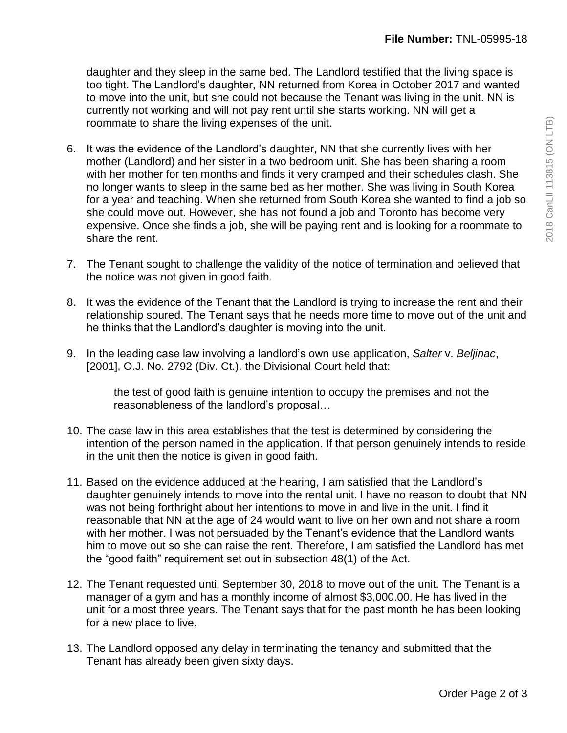daughter and they sleep in the same bed. The Landlord testified that the living space is too tight. The Landlord's daughter, NN returned from Korea in October 2017 and wanted to move into the unit, but she could not because the Tenant was living in the unit. NN is currently not working and will not pay rent until she starts working. NN will get a roommate to share the living expenses of the unit.

6. It was the evidence of the Landlord's daughter, NN that she currently lives with her mother (Landlord) and her sister in a two bedroom unit. She has been sharing a room with her mother for ten months and finds it very cramped and their schedules clash. She no longer wants to sleep in the same bed as her mother. She was living in South Korea for a year and teaching. When she returned from South Korea she wanted to find a job so she could move out. However, she has not found a job and Toronto has become very expensive. Once she finds a job, she will be paying rent and is looking for a roommate to share the rent.

7. The Tenant sought to challenge the validity of the notice of termination and believed that the notice was not given in good faith.

8. It was the evidence of the Tenant that the Landlord is trying to increase the rent and their relationship soured. The Tenant says that he needs more time to move out of the unit and he thinks that the Landlord's daughter is moving into the unit.

9. In the leading case law involving a landlord's own use application, *Salter* v. *Beljinac*, [2001], O.J. No. 2792 (Div. Ct.). the Divisional Court held that:

   > the test of good faith is genuine intention to occupy the premises and not the reasonableness of the landlord's proposal…

10. The case law in this area establishes that the test is determined by considering the intention of the person named in the application. If that person genuinely intends to reside in the unit then the notice is given in good faith.

11. Based on the evidence adduced at the hearing, I am satisfied that the Landlord's daughter genuinely intends to move into the rental unit. I have no reason to doubt that NN was not being forthright about her intentions to move in and live in the unit. I find it reasonable that NN at the age of 24 would want to live on her own and not share a room with her mother. I was not persuaded by the Tenant's evidence that the Landlord wants him to move out so she can raise the rent. Therefore, I am satisfied the Landlord has met the "good faith" requirement set out in subsection 48(1) of the Act.

12. The Tenant requested until September 30, 2018 to move out of the unit. The Tenant is a manager of a gym and has a monthly income of almost $3,000.00. He has lived in the unit for almost three years. The Tenant says that for the past month he has been looking for a new place to live.

13. The Landlord opposed any delay in terminating the tenancy and submitted that the Tenant has already been given sixty days.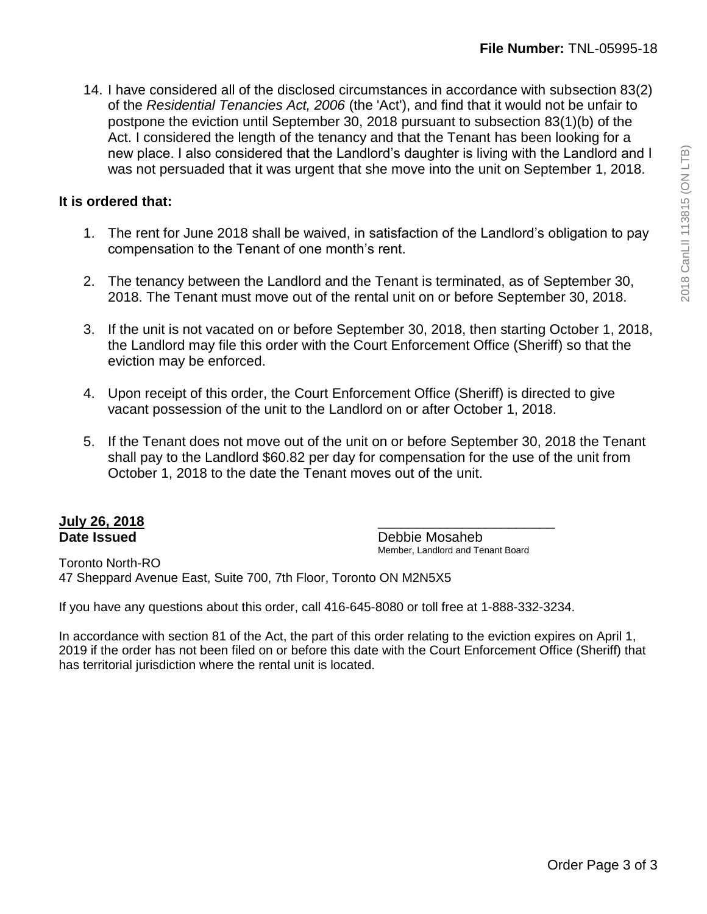14. I have considered all of the disclosed circumstances in accordance with subsection 83(2) of the *Residential Tenancies Act, 2006* (the 'Act'), and find that it would not be unfair to postpone the eviction until September 30, 2018 pursuant to subsection 83(1)(b) of the Act. I considered the length of the tenancy and that the Tenant has been looking for a new place. I also considered that the Landlord's daughter is living with the Landlord and I was not persuaded that it was urgent that she move into the unit on September 1, 2018.

**It is ordered that:**

1. The rent for June 2018 shall be waived, in satisfaction of the Landlord's obligation to pay compensation to the Tenant of one month's rent.

2. The tenancy between the Landlord and the Tenant is terminated, as of September 30, 2018. The Tenant must move out of the rental unit on or before September 30, 2018.

3. If the unit is not vacated on or before September 30, 2018, then starting October 1, 2018, the Landlord may file this order with the Court Enforcement Office (Sheriff) so that the eviction may be enforced.

4. Upon receipt of this order, the Court Enforcement Office (Sheriff) is directed to give vacant possession of the unit to the Landlord on or after October 1, 2018.

5. If the Tenant does not move out of the unit on or before September 30, 2018 the Tenant shall pay to the Landlord $60.82 per day for compensation for the use of the unit from October 1, 2018 to the date the Tenant moves out of the unit.

**July 26, 2018**
**Date Issued**

_______________________
Debbie Mosaheb
Member, Landlord and Tenant Board

Toronto North-RO
47 Sheppard Avenue East, Suite 700, 7th Floor, Toronto ON M2N5X5

If you have any questions about this order, call 416-645-8080 or toll free at 1-888-332-3234.

In accordance with section 81 of the Act, the part of this order relating to the eviction expires on April 1, 2019 if the order has not been filed on or before this date with the Court Enforcement Office (Sheriff) that has territorial jurisdiction where the rental unit is located.